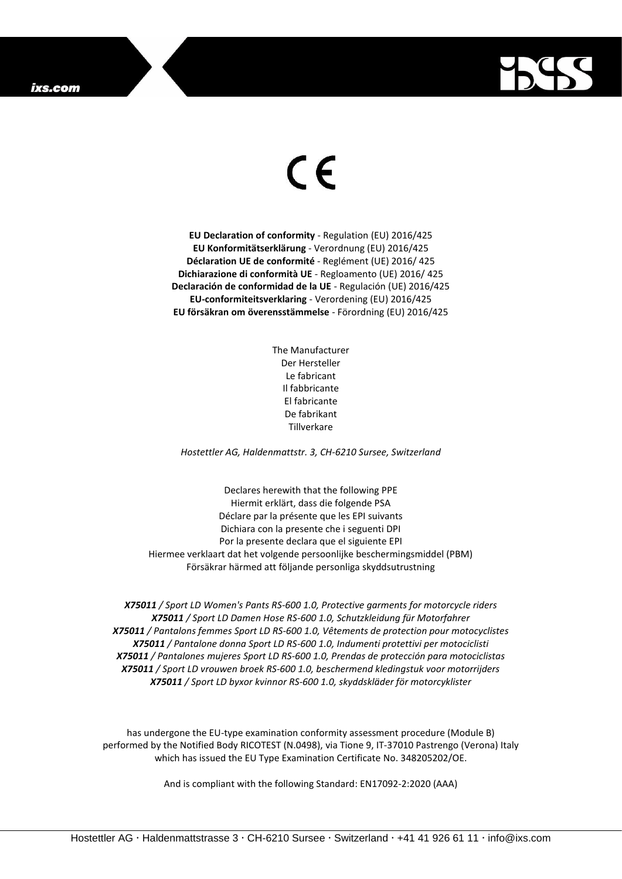CE

**EU Declaration of conformity** - Regulation (EU) 2016/425
**EU Konformitätserklärung** - Verordnung (EU) 2016/425
**Déclaration UE de conformité** - Reglément (UE) 2016/ 425
**Dichiarazione di conformità UE** - Regloamento (UE) 2016/ 425
**Declaración de conformidad de la UE** - Regulación (UE) 2016/425
**EU-conformiteitsverklaring** - Verordening (EU) 2016/425
**EU försäkran om överensstämmelse** - Förordning (EU) 2016/425

The Manufacturer
Der Hersteller
Le fabricant
Il fabbricante
El fabricante
De fabrikant
Tillverkare

*Hostettler AG, Haldenmattstr. 3, CH-6210 Sursee, Switzerland*

Declares herewith that the following PPE
Hiermit erklärt, dass die folgende PSA
Déclare par la présente que les EPI suivants
Dichiara con la presente che i seguenti DPI
Por la presente declara que el siguiente EPI
Hiermee verklaart dat het volgende persoonlijke beschermingsmiddel (PBM)
Försäkrar härmed att följande personliga skyddsutrustning

***X75011** / Sport LD Women's Pants RS-600 1.0, Protective garments for motorcycle riders*
***X75011** / Sport LD Damen Hose RS-600 1.0, Schutzkleidung für Motorfahrer*
***X75011** / Pantalons femmes Sport LD RS-600 1.0, Vêtements de protection pour motocyclistes*
***X75011** / Pantalone donna Sport LD RS-600 1.0, Indumenti protettivi per motociclisti*
***X75011** / Pantalones mujeres Sport LD RS-600 1.0, Prendas de protección para motociclistas*
***X75011** / Sport LD vrouwen broek RS-600 1.0, beschermend kledingstuk voor motorrijders*
***X75011** / Sport LD byxor kvinnor RS-600 1.0, skyddskläder för motorcyklister*

has undergone the EU-type examination conformity assessment procedure (Module B) performed by the Notified Body RICOTEST (N.0498), via Tione 9, IT-37010 Pastrengo (Verona) Italy which has issued the EU Type Examination Certificate No. 348205202/OE.

And is compliant with the following Standard: EN17092-2:2020 (AAA)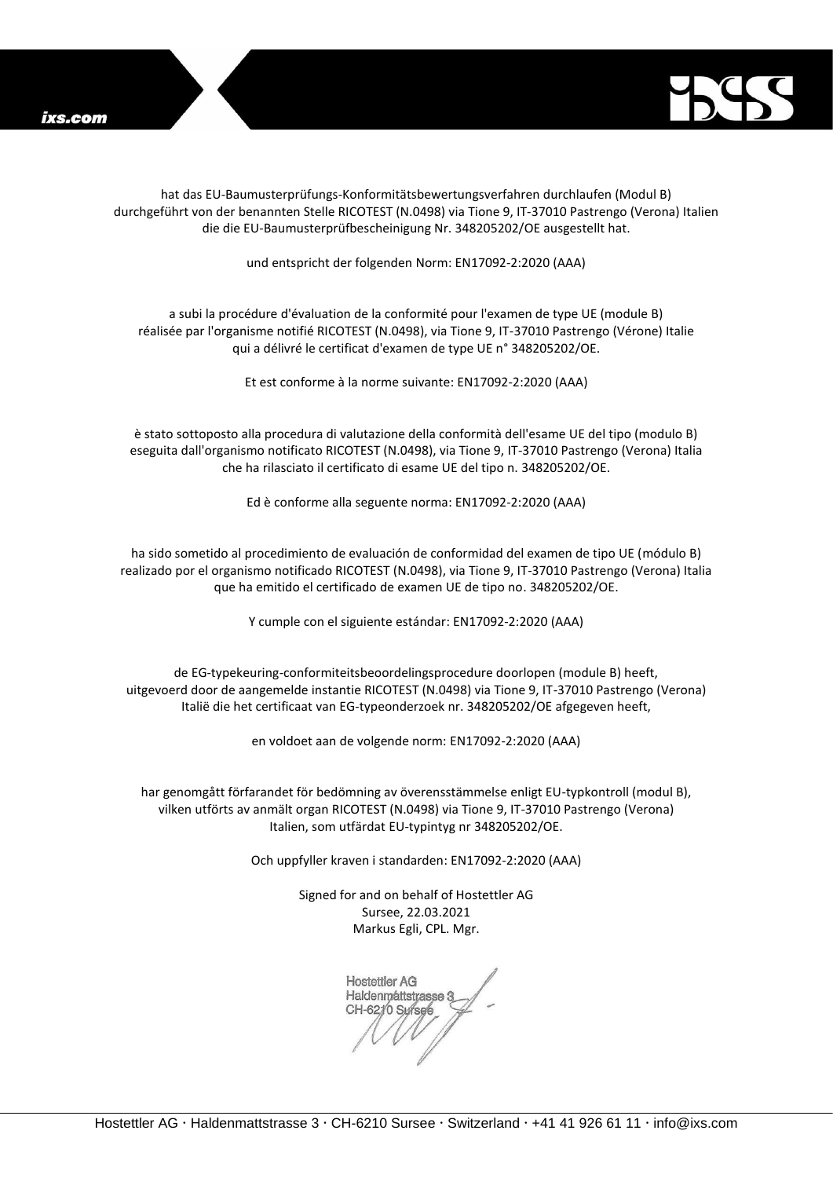hat das EU-Baumusterprüfungs-Konformitätsbewertungsverfahren durchlaufen (Modul B) durchgeführt von der benannten Stelle RICOTEST (N.0498) via Tione 9, IT-37010 Pastrengo (Verona) Italien die die EU-Baumusterprüfbescheinigung Nr. 348205202/OE ausgestellt hat.

und entspricht der folgenden Norm: EN17092-2:2020 (AAA)

a subi la procédure d'évaluation de la conformité pour l'examen de type UE (module B) réalisée par l'organisme notifié RICOTEST (N.0498), via Tione 9, IT-37010 Pastrengo (Vérone) Italie qui a délivré le certificat d'examen de type UE n° 348205202/OE.

Et est conforme à la norme suivante: EN17092-2:2020 (AAA)

è stato sottoposto alla procedura di valutazione della conformità dell'esame UE del tipo (modulo B) eseguita dall'organismo notificato RICOTEST (N.0498), via Tione 9, IT-37010 Pastrengo (Verona) Italia che ha rilasciato il certificato di esame UE del tipo n. 348205202/OE.

Ed è conforme alla seguente norma: EN17092-2:2020 (AAA)

ha sido sometido al procedimiento de evaluación de conformidad del examen de tipo UE (módulo B) realizado por el organismo notificado RICOTEST (N.0498), via Tione 9, IT-37010 Pastrengo (Verona) Italia que ha emitido el certificado de examen UE de tipo no. 348205202/OE.

Y cumple con el siguiente estándar: EN17092-2:2020 (AAA)

de EG-typekeuring-conformiteitsbeoordelingsprocedure doorlopen (module B) heeft, uitgevoerd door de aangemelde instantie RICOTEST (N.0498) via Tione 9, IT-37010 Pastrengo (Verona) Italië die het certificaat van EG-typeonderzoek nr. 348205202/OE afgegeven heeft,

en voldoet aan de volgende norm: EN17092-2:2020 (AAA)

har genomgått förfarandet för bedömning av överensstämmelse enligt EU-typkontroll (modul B), vilken utförts av anmält organ RICOTEST (N.0498) via Tione 9, IT-37010 Pastrengo (Verona) Italien, som utfärdat EU-typintyg nr 348205202/OE.

Och uppfyller kraven i standarden: EN17092-2:2020 (AAA)

Signed for and on behalf of Hostettler AG
Sursee, 22.03.2021
Markus Egli, CPL. Mgr.

Hostettler AG
Haldenmattstrasse 3
CH-6210 Sursee